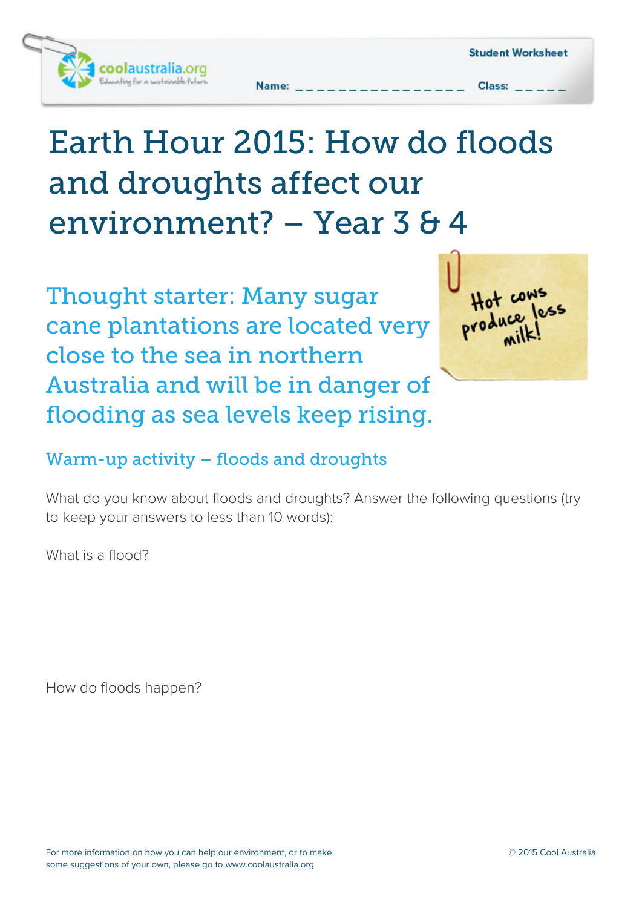Student Worksheet

Name: \_\_\_\_\_\_\_\_\_\_\_\_\_\_\_\_ Class: \_\_\_\_\_

# Earth Hour 2015: How do floods and droughts affect our environment? – Year 3 & 4

## Thought starter: Many sugar cane plantations are located very close to the sea in northern Australia and will be in danger of flooding as sea levels keep rising.

Hot cows produce less milk!

### Warm-up activity – floods and droughts

What do you know about floods and droughts? Answer the following questions (try to keep your answers to less than 10 words):

What is a flood?

How do floods happen?

For more information on how you can help our environment, or to make some suggestions of your own, please go to www.coolaustralia.org

© 2015 Cool Australia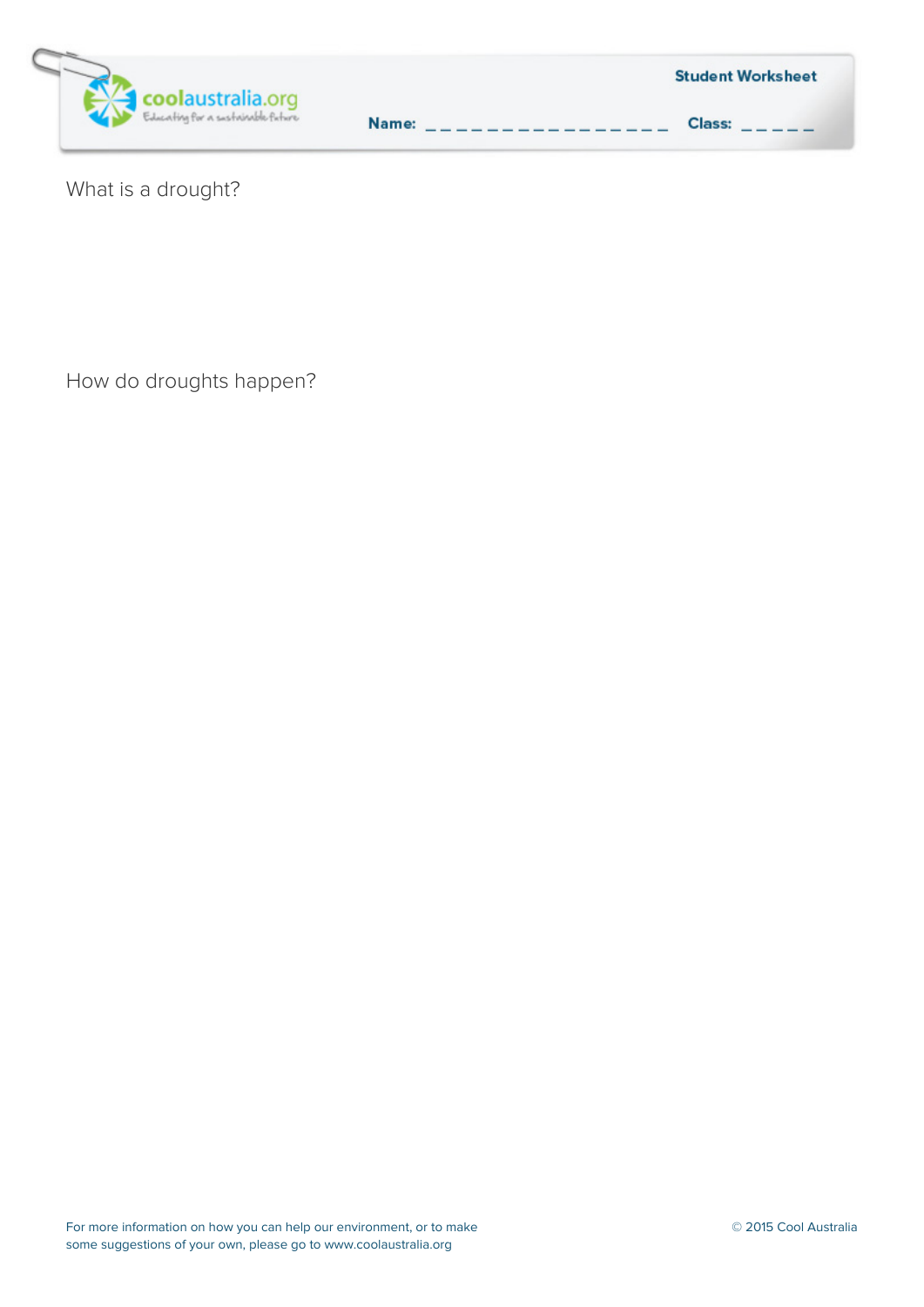Student Worksheet

Name: _ _ _ _ _ _ _ _ _ _ _ _ _ _ _ _  Class: _ _ _ _ _

What is a drought?

How do droughts happen?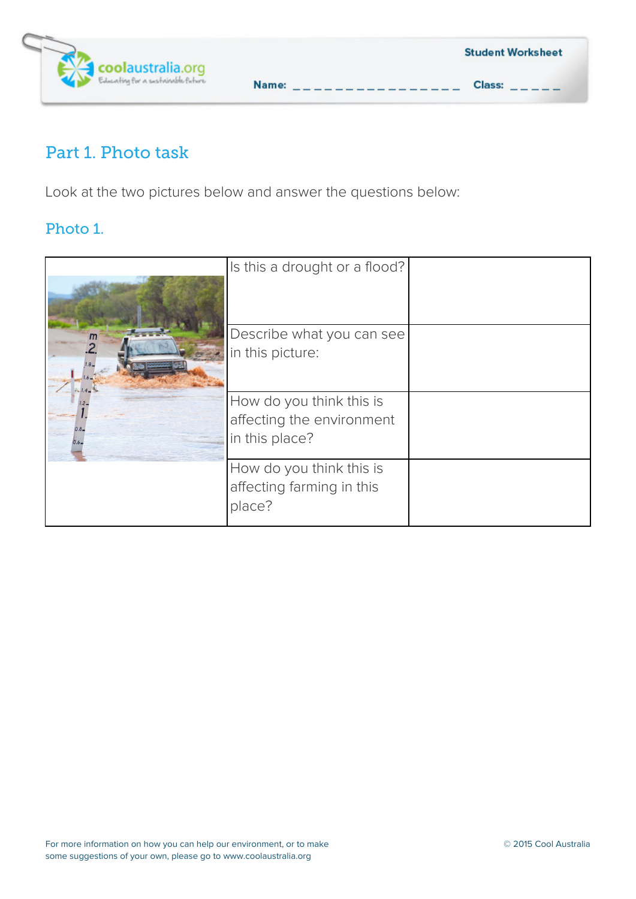**Student Worksheet**

Name: _ _ _ _ _ _ _ _ _ _ _ _ _ _ _ _ Class: _ _ _ _ _

## Part 1. Photo task

Look at the two pictures below and answer the questions below:

### Photo 1.

| | | |
|---|---|---|
| | Is this a drought or a flood? | |
| | Describe what you can see in this picture: | |
| | How do you think this is affecting the environment in this place? | |
| | How do you think this is affecting farming in this place? | |

For more information on how you can help our environment, or to make some suggestions of your own, please go to www.coolaustralia.org

© 2015 Cool Australia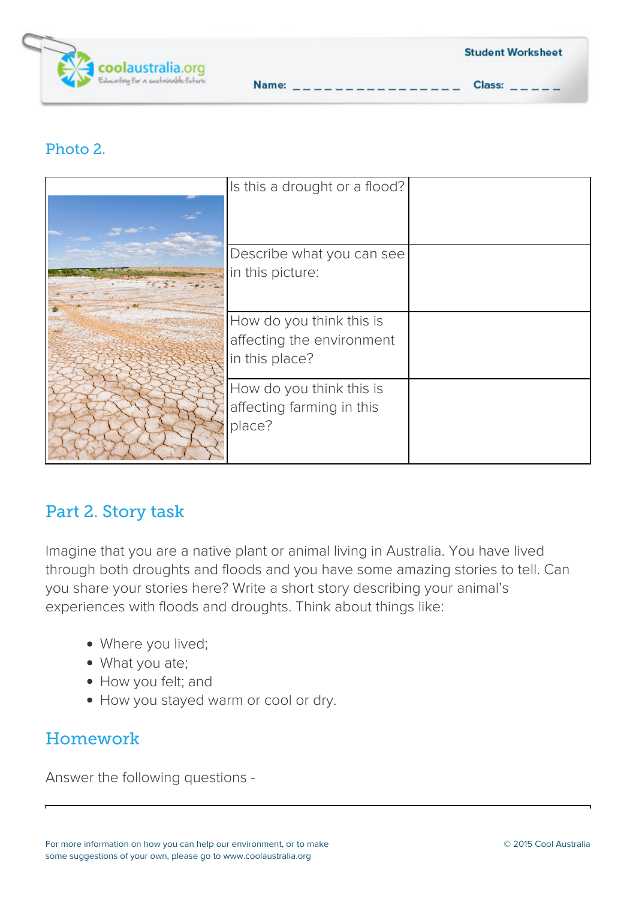## Photo 2.

| | | |
|---|---|---|
| | Is this a drought or a flood? | |
| | Describe what you can see in this picture: | |
| | How do you think this is affecting the environment in this place? | |
| | How do you think this is affecting farming in this place? | |

## Part 2. Story task

Imagine that you are a native plant or animal living in Australia. You have lived through both droughts and floods and you have some amazing stories to tell. Can you share your stories here? Write a short story describing your animal's experiences with floods and droughts. Think about things like:

- Where you lived;
- What you ate;
- How you felt; and
- How you stayed warm or cool or dry.

## Homework

Answer the following questions -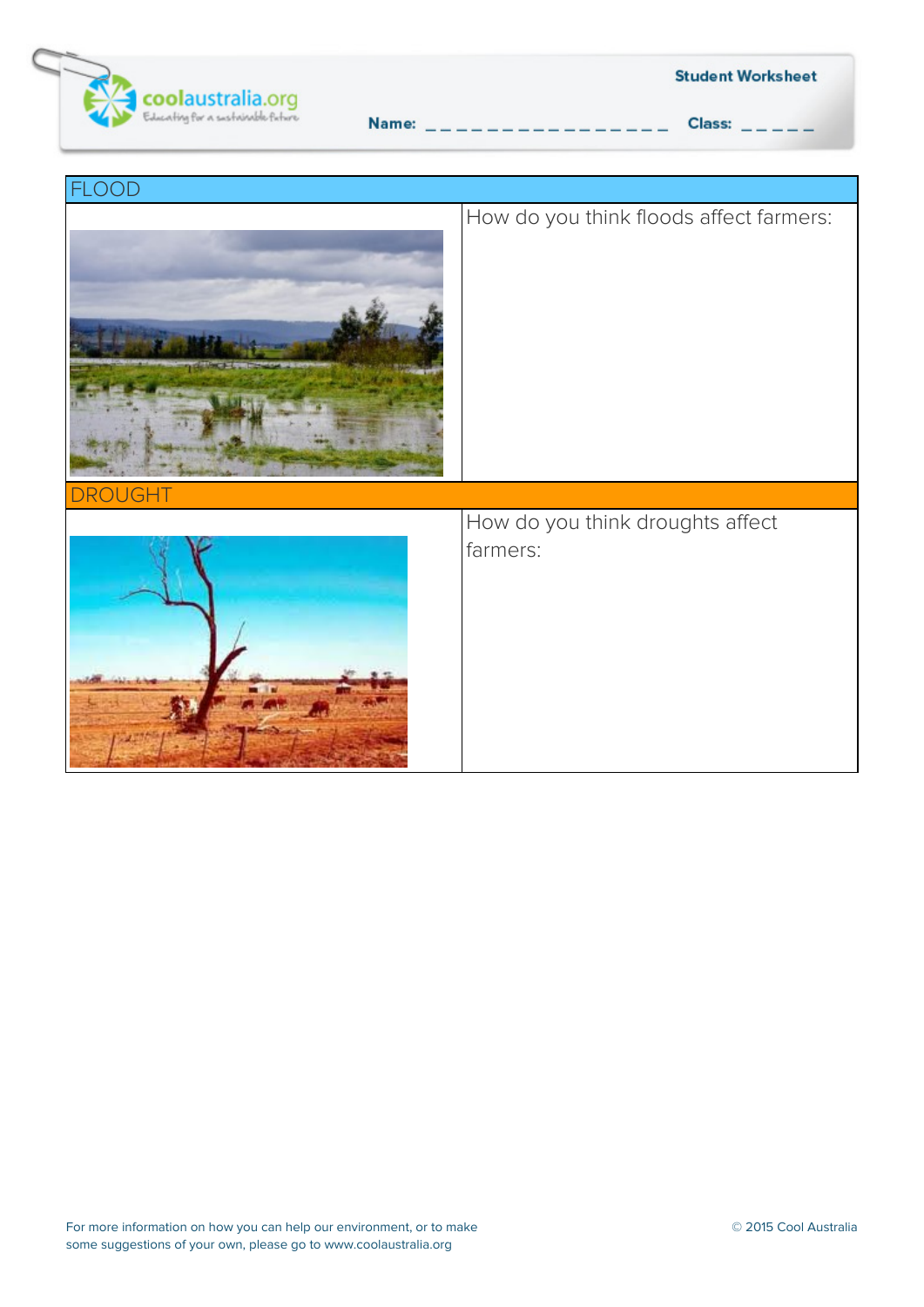Student Worksheet

Name: _ _ _ _ _ _ _ _ _ _ _ _ _ _ _ _ Class: _ _ _ _ _

| FLOOD | |
|---|---|
| | How do you think floods affect farmers: |
| **DROUGHT** | |
| | How do you think droughts affect farmers: |

For more information on how you can help our environment, or to make some suggestions of your own, please go to www.coolaustralia.org

© 2015 Cool Australia